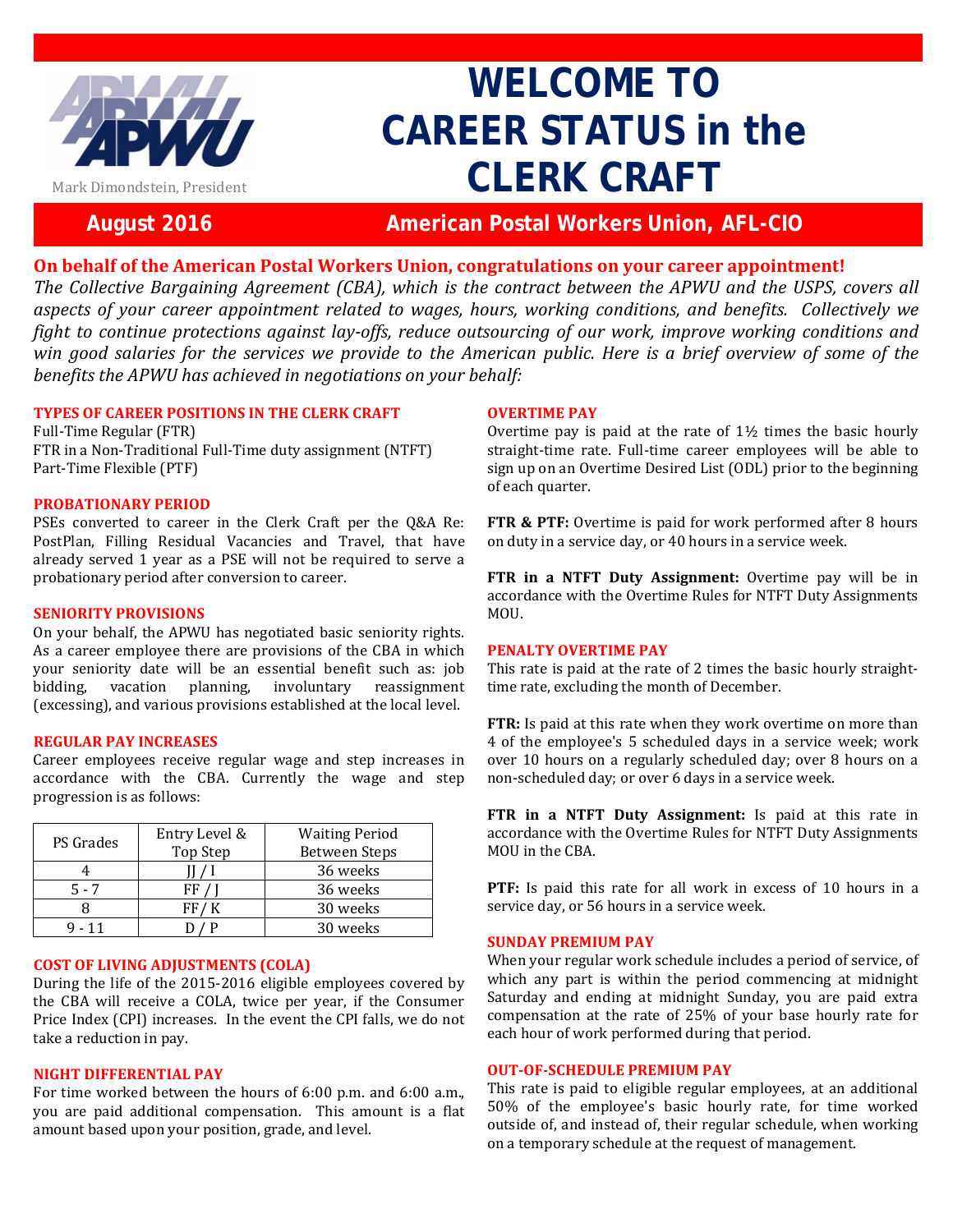Mark Dimondstein, President

# WELCOME TO CAREER STATUS in the CLERK CRAFT

**August 2016** **American Postal Workers Union, AFL-CIO**

**On behalf of the American Postal Workers Union, congratulations on your career appointment!**

*The Collective Bargaining Agreement (CBA), which is the contract between the APWU and the USPS, covers all aspects of your career appointment related to wages, hours, working conditions, and benefits. Collectively we fight to continue protections against lay-offs, reduce outsourcing of our work, improve working conditions and win good salaries for the services we provide to the American public. Here is a brief overview of some of the benefits the APWU has achieved in negotiations on your behalf:*

### TYPES OF CAREER POSITIONS IN THE CLERK CRAFT

Full-Time Regular (FTR)
FTR in a Non-Traditional Full-Time duty assignment (NTFT)
Part-Time Flexible (PTF)

### PROBATIONARY PERIOD

PSEs converted to career in the Clerk Craft per the Q&A Re: PostPlan, Filling Residual Vacancies and Travel, that have already served 1 year as a PSE will not be required to serve a probationary period after conversion to career.

### SENIORITY PROVISIONS

On your behalf, the APWU has negotiated basic seniority rights. As a career employee there are provisions of the CBA in which your seniority date will be an essential benefit such as: job bidding, vacation planning, involuntary reassignment (excessing), and various provisions established at the local level.

### REGULAR PAY INCREASES

Career employees receive regular wage and step increases in accordance with the CBA. Currently the wage and step progression is as follows:

| PS Grades | Entry Level & Top Step | Waiting Period Between Steps |
|---|---|---|
| 4 | JJ / I | 36 weeks |
| 5 - 7 | FF / J | 36 weeks |
| 8 | FF/ K | 30 weeks |
| 9 - 11 | D / P | 30 weeks |

### COST OF LIVING ADJUSTMENTS (COLA)

During the life of the 2015-2016 eligible employees covered by the CBA will receive a COLA, twice per year, if the Consumer Price Index (CPI) increases. In the event the CPI falls, we do not take a reduction in pay.

### NIGHT DIFFERENTIAL PAY

For time worked between the hours of 6:00 p.m. and 6:00 a.m., you are paid additional compensation. This amount is a flat amount based upon your position, grade, and level.

### OVERTIME PAY

Overtime pay is paid at the rate of 1½ times the basic hourly straight-time rate. Full-time career employees will be able to sign up on an Overtime Desired List (ODL) prior to the beginning of each quarter.

**FTR & PTF:** Overtime is paid for work performed after 8 hours on duty in a service day, or 40 hours in a service week.

**FTR in a NTFT Duty Assignment:** Overtime pay will be in accordance with the Overtime Rules for NTFT Duty Assignments MOU.

### PENALTY OVERTIME PAY

This rate is paid at the rate of 2 times the basic hourly straight-time rate, excluding the month of December.

**FTR:** Is paid at this rate when they work overtime on more than 4 of the employee's 5 scheduled days in a service week; work over 10 hours on a regularly scheduled day; over 8 hours on a non-scheduled day; or over 6 days in a service week.

**FTR in a NTFT Duty Assignment:** Is paid at this rate in accordance with the Overtime Rules for NTFT Duty Assignments MOU in the CBA.

**PTF:** Is paid this rate for all work in excess of 10 hours in a service day, or 56 hours in a service week.

### SUNDAY PREMIUM PAY

When your regular work schedule includes a period of service, of which any part is within the period commencing at midnight Saturday and ending at midnight Sunday, you are paid extra compensation at the rate of 25% of your base hourly rate for each hour of work performed during that period.

### OUT-OF-SCHEDULE PREMIUM PAY

This rate is paid to eligible regular employees, at an additional 50% of the employee's basic hourly rate, for time worked outside of, and instead of, their regular schedule, when working on a temporary schedule at the request of management.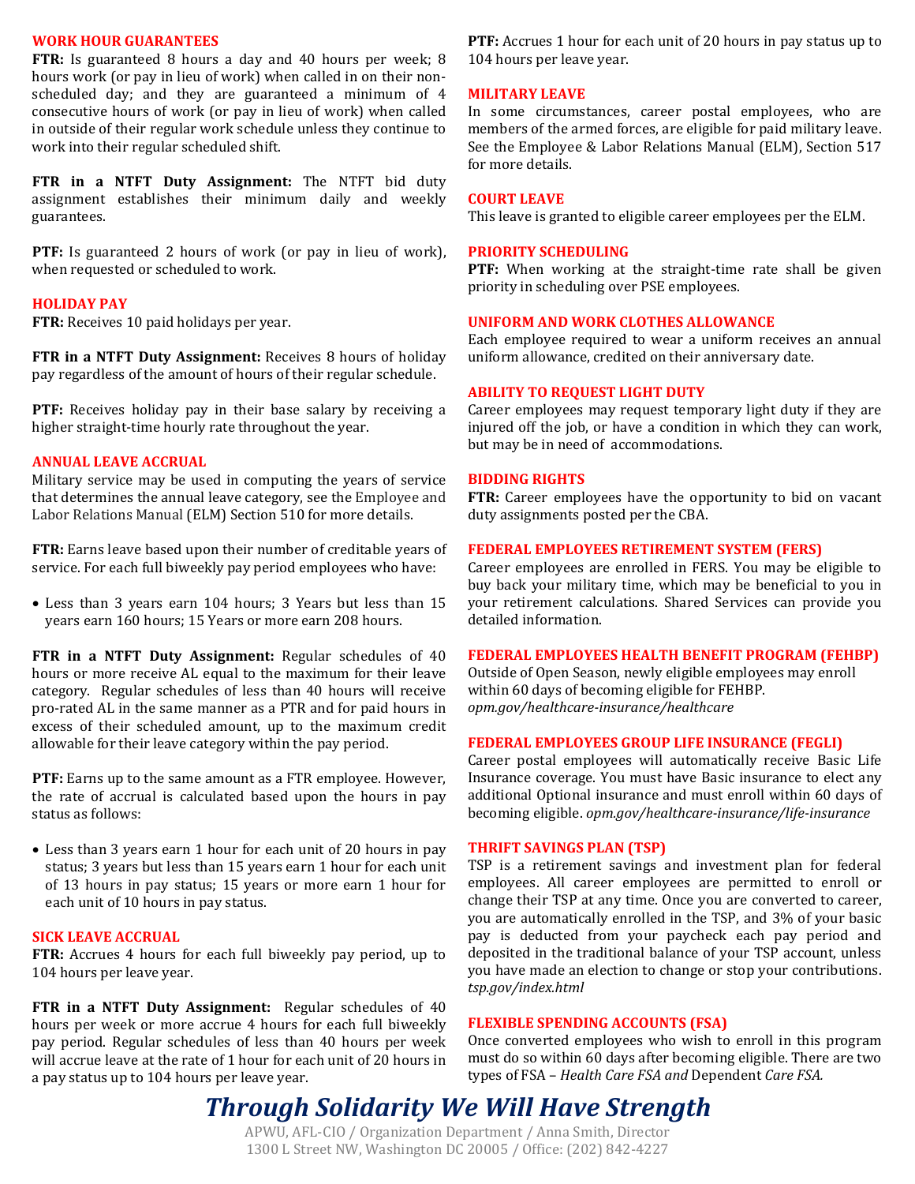## WORK HOUR GUARANTEES

**FTR:** Is guaranteed 8 hours a day and 40 hours per week; 8 hours work (or pay in lieu of work) when called in on their non-scheduled day; and they are guaranteed a minimum of 4 consecutive hours of work (or pay in lieu of work) when called in outside of their regular work schedule unless they continue to work into their regular scheduled shift.

**FTR in a NTFT Duty Assignment:** The NTFT bid duty assignment establishes their minimum daily and weekly guarantees.

**PTF:** Is guaranteed 2 hours of work (or pay in lieu of work), when requested or scheduled to work.

## HOLIDAY PAY

**FTR:** Receives 10 paid holidays per year.

**FTR in a NTFT Duty Assignment:** Receives 8 hours of holiday pay regardless of the amount of hours of their regular schedule.

**PTF:** Receives holiday pay in their base salary by receiving a higher straight-time hourly rate throughout the year.

## ANNUAL LEAVE ACCRUAL

Military service may be used in computing the years of service that determines the annual leave category, see the Employee and Labor Relations Manual (ELM) Section 510 for more details.

**FTR:** Earns leave based upon their number of creditable years of service. For each full biweekly pay period employees who have:

- Less than 3 years earn 104 hours; 3 Years but less than 15 years earn 160 hours; 15 Years or more earn 208 hours.

**FTR in a NTFT Duty Assignment:** Regular schedules of 40 hours or more receive AL equal to the maximum for their leave category. Regular schedules of less than 40 hours will receive pro-rated AL in the same manner as a PTR and for paid hours in excess of their scheduled amount, up to the maximum credit allowable for their leave category within the pay period.

**PTF:** Earns up to the same amount as a FTR employee. However, the rate of accrual is calculated based upon the hours in pay status as follows:

- Less than 3 years earn 1 hour for each unit of 20 hours in pay status; 3 years but less than 15 years earn 1 hour for each unit of 13 hours in pay status; 15 years or more earn 1 hour for each unit of 10 hours in pay status.

## SICK LEAVE ACCRUAL

**FTR:** Accrues 4 hours for each full biweekly pay period, up to 104 hours per leave year.

**FTR in a NTFT Duty Assignment:** Regular schedules of 40 hours per week or more accrue 4 hours for each full biweekly pay period. Regular schedules of less than 40 hours per week will accrue leave at the rate of 1 hour for each unit of 20 hours in a pay status up to 104 hours per leave year.

**PTF:** Accrues 1 hour for each unit of 20 hours in pay status up to 104 hours per leave year.

## MILITARY LEAVE

In some circumstances, career postal employees, who are members of the armed forces, are eligible for paid military leave. See the Employee & Labor Relations Manual (ELM), Section 517 for more details.

## COURT LEAVE

This leave is granted to eligible career employees per the ELM.

## PRIORITY SCHEDULING

**PTF:** When working at the straight-time rate shall be given priority in scheduling over PSE employees.

## UNIFORM AND WORK CLOTHES ALLOWANCE

Each employee required to wear a uniform receives an annual uniform allowance, credited on their anniversary date.

## ABILITY TO REQUEST LIGHT DUTY

Career employees may request temporary light duty if they are injured off the job, or have a condition in which they can work, but may be in need of accommodations.

## BIDDING RIGHTS

**FTR:** Career employees have the opportunity to bid on vacant duty assignments posted per the CBA.

## FEDERAL EMPLOYEES RETIREMENT SYSTEM (FERS)

Career employees are enrolled in FERS. You may be eligible to buy back your military time, which may be beneficial to you in your retirement calculations. Shared Services can provide you detailed information.

## FEDERAL EMPLOYEES HEALTH BENEFIT PROGRAM (FEHBP)

Outside of Open Season, newly eligible employees may enroll within 60 days of becoming eligible for FEHBP. *opm.gov/healthcare-insurance/healthcare*

## FEDERAL EMPLOYEES GROUP LIFE INSURANCE (FEGLI)

Career postal employees will automatically receive Basic Life Insurance coverage. You must have Basic insurance to elect any additional Optional insurance and must enroll within 60 days of becoming eligible. *opm.gov/healthcare-insurance/life-insurance*

## THRIFT SAVINGS PLAN (TSP)

TSP is a retirement savings and investment plan for federal employees. All career employees are permitted to enroll or change their TSP at any time. Once you are converted to career, you are automatically enrolled in the TSP, and 3% of your basic pay is deducted from your paycheck each pay period and deposited in the traditional balance of your TSP account, unless you have made an election to change or stop your contributions. *tsp.gov/index.html*

## FLEXIBLE SPENDING ACCOUNTS (FSA)

Once converted employees who wish to enroll in this program must do so within 60 days after becoming eligible. There are two types of FSA – *Health Care FSA and* Dependent *Care FSA.*

# *Through Solidarity We Will Have Strength*

APWU, AFL-CIO / Organization Department / Anna Smith, Director
1300 L Street NW, Washington DC 20005 / Office: (202) 842-4227